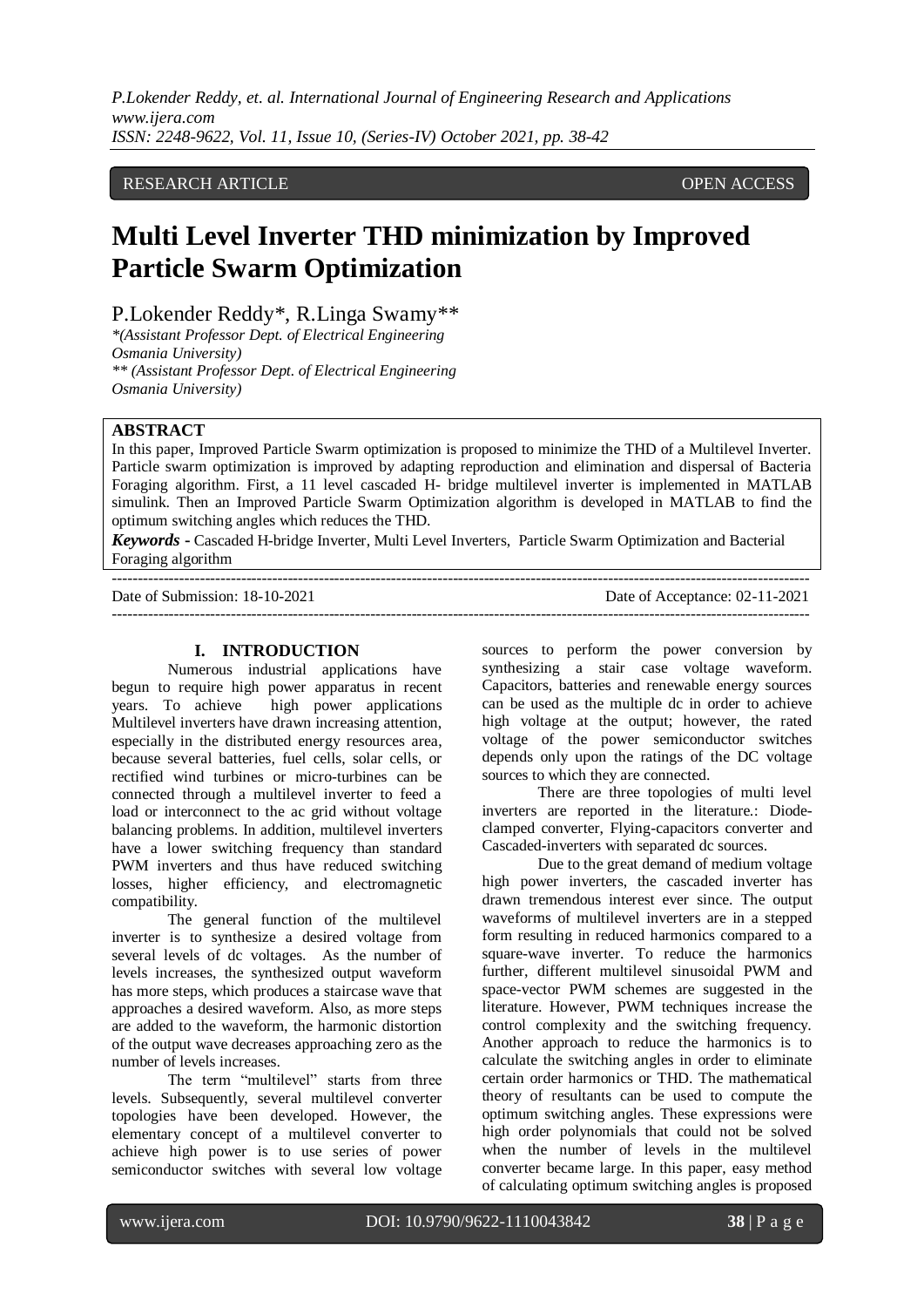RESEARCH ARTICLE OPEN ACCESS

# Multi Level Inverter THD minimization by Improved Particle Swarm Optimization

P.Lokender Reddy*, R.Linga Swamy**

*(Assistant Professor Dept. of Electrical Engineering Osmania University)
** (Assistant Professor Dept. of Electrical Engineering Osmania University)

## ABSTRACT

In this paper, Improved Particle Swarm optimization is proposed to minimize the THD of a Multilevel Inverter. Particle swarm optimization is improved by adapting reproduction and elimination and dispersal of Bacteria Foraging algorithm. First, a 11 level cascaded H- bridge multilevel inverter is implemented in MATLAB simulink. Then an Improved Particle Swarm Optimization algorithm is developed in MATLAB to find the optimum switching angles which reduces the THD.

***Keywords*** **-** Cascaded H-bridge Inverter, Multi Level Inverters, Particle Swarm Optimization and Bacterial Foraging algorithm

Date of Submission: 18-10-2021 Date of Acceptance: 02-11-2021

## I. INTRODUCTION

Numerous industrial applications have begun to require high power apparatus in recent years. To achieve high power applications Multilevel inverters have drawn increasing attention, especially in the distributed energy resources area, because several batteries, fuel cells, solar cells, or rectified wind turbines or micro-turbines can be connected through a multilevel inverter to feed a load or interconnect to the ac grid without voltage balancing problems. In addition, multilevel inverters have a lower switching frequency than standard PWM inverters and thus have reduced switching losses, higher efficiency, and electromagnetic compatibility.

The general function of the multilevel inverter is to synthesize a desired voltage from several levels of dc voltages. As the number of levels increases, the synthesized output waveform has more steps, which produces a staircase wave that approaches a desired waveform. Also, as more steps are added to the waveform, the harmonic distortion of the output wave decreases approaching zero as the number of levels increases.

The term "multilevel" starts from three levels. Subsequently, several multilevel converter topologies have been developed. However, the elementary concept of a multilevel converter to achieve high power is to use series of power semiconductor switches with several low voltage sources to perform the power conversion by synthesizing a stair case voltage waveform. Capacitors, batteries and renewable energy sources can be used as the multiple dc in order to achieve high voltage at the output; however, the rated voltage of the power semiconductor switches depends only upon the ratings of the DC voltage sources to which they are connected.

There are three topologies of multi level inverters are reported in the literature.: Diode-clamped converter, Flying-capacitors converter and Cascaded-inverters with separated dc sources.

Due to the great demand of medium voltage high power inverters, the cascaded inverter has drawn tremendous interest ever since. The output waveforms of multilevel inverters are in a stepped form resulting in reduced harmonics compared to a square-wave inverter. To reduce the harmonics further, different multilevel sinusoidal PWM and space-vector PWM schemes are suggested in the literature. However, PWM techniques increase the control complexity and the switching frequency. Another approach to reduce the harmonics is to calculate the switching angles in order to eliminate certain order harmonics or THD. The mathematical theory of resultants can be used to compute the optimum switching angles. These expressions were high order polynomials that could not be solved when the number of levels in the multilevel converter became large. In this paper, easy method of calculating optimum switching angles is proposed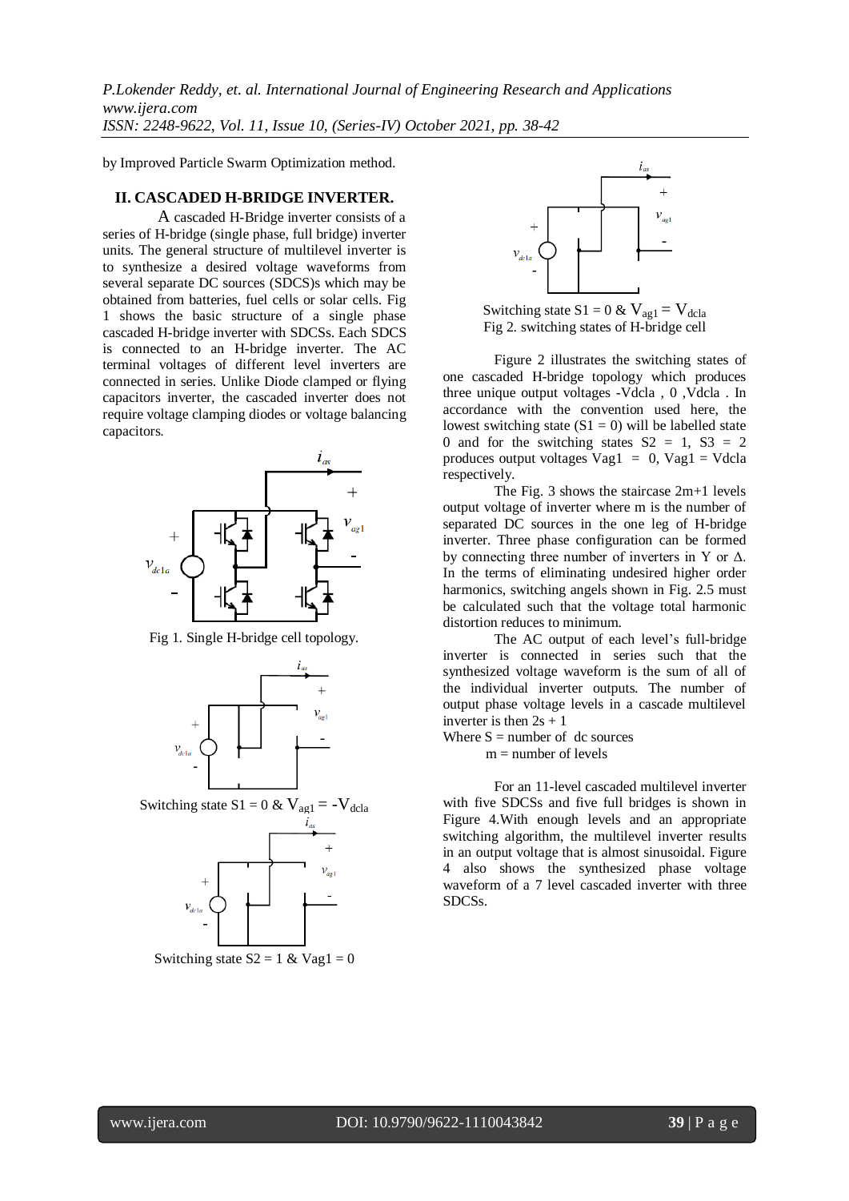by Improved Particle Swarm Optimization method.

## II. CASCADED H-BRIDGE INVERTER.

A cascaded H-Bridge inverter consists of a series of H-bridge (single phase, full bridge) inverter units. The general structure of multilevel inverter is to synthesize a desired voltage waveforms from several separate DC sources (SDCS)s which may be obtained from batteries, fuel cells or solar cells. Fig 1 shows the basic structure of a single phase cascaded H-bridge inverter with SDCSs. Each SDCS is connected to an H-bridge inverter. The AC terminal voltages of different level inverters are connected in series. Unlike Diode clamped or flying capacitors inverter, the cascaded inverter does not require voltage clamping diodes or voltage balancing capacitors.

Fig 1. Single H-bridge cell topology.

Switching state S1 = 0 & $V_{ag1} = -V_{dcla}$

Switching state S2 = 1 & Vag1 = 0

Switching state S1 = 0 & $V_{ag1} = V_{dcla}$

Fig 2. switching states of H-bridge cell

Figure 2 illustrates the switching states of one cascaded H-bridge topology which produces three unique output voltages -Vdcla , 0 ,Vdcla . In accordance with the convention used here, the lowest switching state (S1 = 0) will be labelled state 0 and for the switching states S2 = 1, S3 = 2 produces output voltages Vag1 = 0, Vag1 = Vdcla respectively.

The Fig. 3 shows the staircase 2m+1 levels output voltage of inverter where m is the number of separated DC sources in the one leg of H-bridge inverter. Three phase configuration can be formed by connecting three number of inverters in Y or Δ. In the terms of eliminating undesired higher order harmonics, switching angels shown in Fig. 2.5 must be calculated such that the voltage total harmonic distortion reduces to minimum.

The AC output of each level's full-bridge inverter is connected in series such that the synthesized voltage waveform is the sum of all of the individual inverter outputs. The number of output phase voltage levels in a cascade multilevel inverter is then 2s + 1

Where S = number of dc sources

m = number of levels

For an 11-level cascaded multilevel inverter with five SDCSs and five full bridges is shown in Figure 4.With enough levels and an appropriate switching algorithm, the multilevel inverter results in an output voltage that is almost sinusoidal. Figure 4 also shows the synthesized phase voltage waveform of a 7 level cascaded inverter with three SDCSs.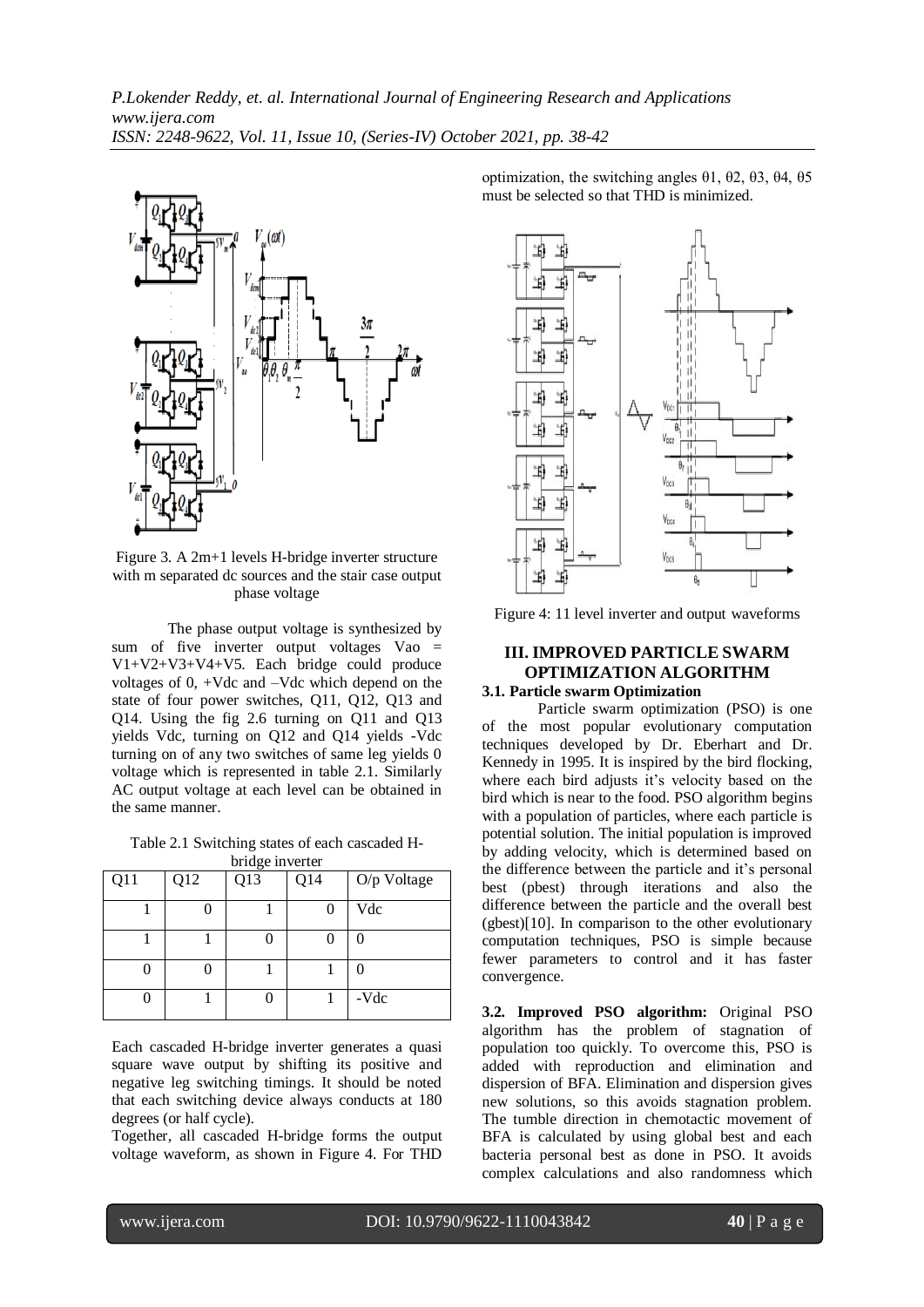Figure 3. A 2m+1 levels H-bridge inverter structure with m separated dc sources and the stair case output phase voltage

The phase output voltage is synthesized by sum of five inverter output voltages Vao = V1+V2+V3+V4+V5. Each bridge could produce voltages of 0, +Vdc and –Vdc which depend on the state of four power switches, Q11, Q12, Q13 and Q14. Using the fig 2.6 turning on Q11 and Q13 yields Vdc, turning on Q12 and Q14 yields -Vdc turning on of any two switches of same leg yields 0 voltage which is represented in table 2.1. Similarly AC output voltage at each level can be obtained in the same manner.

Table 2.1 Switching states of each cascaded H-bridge inverter

| Q11 | Q12 | Q13 | Q14 | O/p Voltage |
|---|---|---|---|---|
| 1 | 0 | 1 | 0 | Vdc |
| 1 | 1 | 0 | 0 | 0 |
| 0 | 0 | 1 | 1 | 0 |
| 0 | 1 | 0 | 1 | -Vdc |

Each cascaded H-bridge inverter generates a quasi square wave output by shifting its positive and negative leg switching timings. It should be noted that each switching device always conducts at 180 degrees (or half cycle).

Together, all cascaded H-bridge forms the output voltage waveform, as shown in Figure 4. For THD optimization, the switching angles θ1, θ2, θ3, θ4, θ5 must be selected so that THD is minimized.

Figure 4: 11 level inverter and output waveforms

## III. IMPROVED PARTICLE SWARM OPTIMIZATION ALGORITHM

### 3.1. Particle swarm Optimization

Particle swarm optimization (PSO) is one of the most popular evolutionary computation techniques developed by Dr. Eberhart and Dr. Kennedy in 1995. It is inspired by the bird flocking, where each bird adjusts it's velocity based on the bird which is near to the food. PSO algorithm begins with a population of particles, where each particle is potential solution. The initial population is improved by adding velocity, which is determined based on the difference between the particle and it's personal best (pbest) through iterations and also the difference between the particle and the overall best (gbest)[10]. In comparison to the other evolutionary computation techniques, PSO is simple because fewer parameters to control and it has faster convergence.

**3.2. Improved PSO algorithm:** Original PSO algorithm has the problem of stagnation of population too quickly. To overcome this, PSO is added with reproduction and elimination and dispersion of BFA. Elimination and dispersion gives new solutions, so this avoids stagnation problem. The tumble direction in chemotactic movement of BFA is calculated by using global best and each bacteria personal best as done in PSO. It avoids complex calculations and also randomness which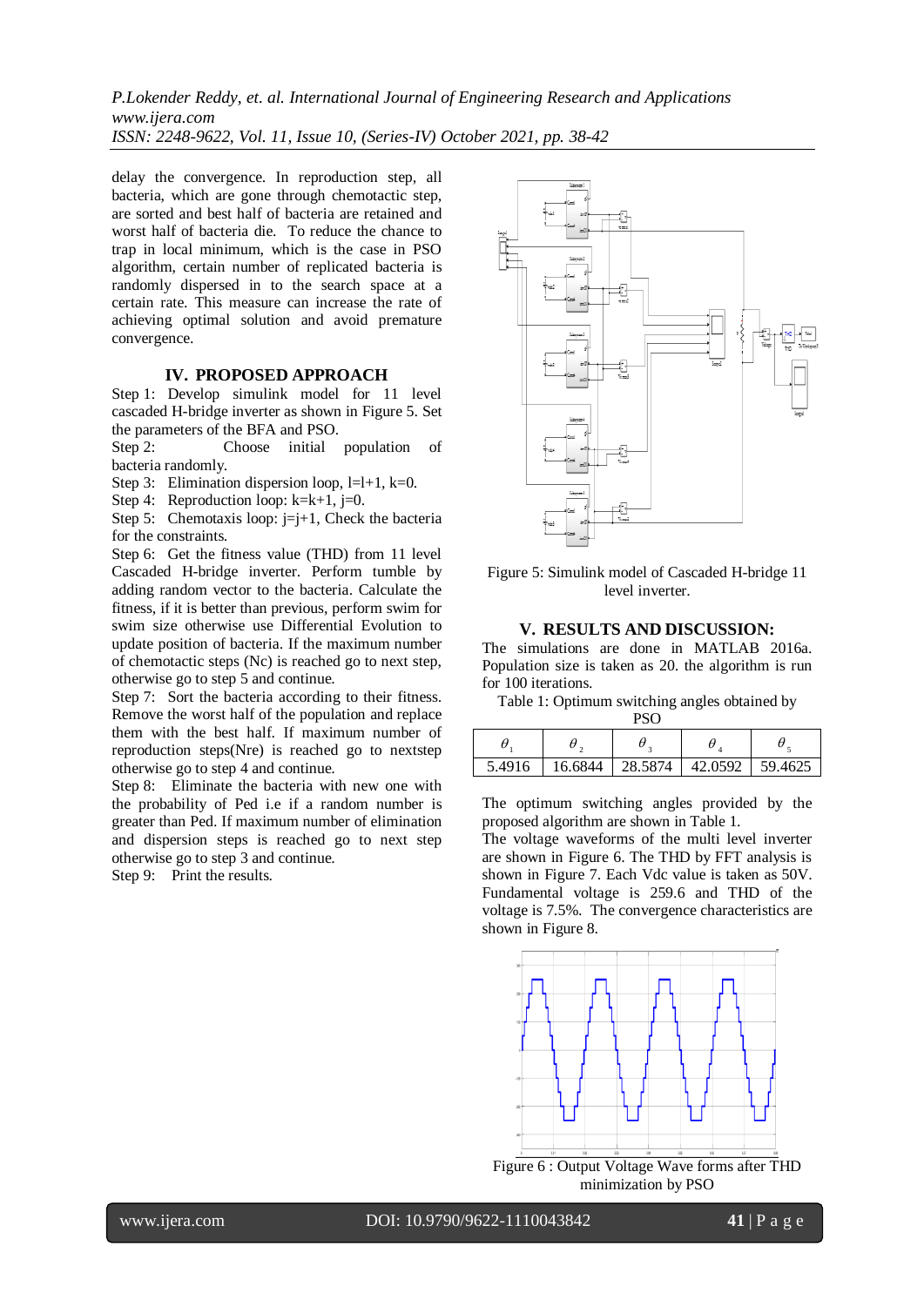delay the convergence. In reproduction step, all bacteria, which are gone through chemotactic step, are sorted and best half of bacteria are retained and worst half of bacteria die. To reduce the chance to trap in local minimum, which is the case in PSO algorithm, certain number of replicated bacteria is randomly dispersed in to the search space at a certain rate. This measure can increase the rate of achieving optimal solution and avoid premature convergence.

## IV. PROPOSED APPROACH

Step 1: Develop simulink model for 11 level cascaded H-bridge inverter as shown in Figure 5. Set the parameters of the BFA and PSO.

Step 2: Choose initial population of bacteria randomly.

Step 3: Elimination dispersion loop, l=l+1, k=0.

Step 4: Reproduction loop: k=k+1, j=0.

Step 5: Chemotaxis loop: j=j+1, Check the bacteria for the constraints.

Step 6: Get the fitness value (THD) from 11 level Cascaded H-bridge inverter. Perform tumble by adding random vector to the bacteria. Calculate the fitness, if it is better than previous, perform swim for swim size otherwise use Differential Evolution to update position of bacteria. If the maximum number of chemotactic steps (Nc) is reached go to next step, otherwise go to step 5 and continue.

Step 7: Sort the bacteria according to their fitness. Remove the worst half of the population and replace them with the best half. If maximum number of reproduction steps(Nre) is reached go to nextstep otherwise go to step 4 and continue.

Step 8: Eliminate the bacteria with new one with the probability of Ped i.e if a random number is greater than Ped. If maximum number of elimination and dispersion steps is reached go to next step otherwise go to step 3 and continue.

Step 9: Print the results.

Figure 5: Simulink model of Cascaded H-bridge 11 level inverter.

## V. RESULTS AND DISCUSSION:

The simulations are done in MATLAB 2016a. Population size is taken as 20. the algorithm is run for 100 iterations.

Table 1: Optimum switching angles obtained by PSO

| $\theta_1$ | $\theta_2$ | $\theta_3$ | $\theta_4$ | $\theta_5$ |
|---|---|---|---|---|
| 5.4916 | 16.6844 | 28.5874 | 42.0592 | 59.4625 |

The optimum switching angles provided by the proposed algorithm are shown in Table 1.

The voltage waveforms of the multi level inverter are shown in Figure 6. The THD by FFT analysis is shown in Figure 7. Each Vdc value is taken as 50V. Fundamental voltage is 259.6 and THD of the voltage is 7.5%. The convergence characteristics are shown in Figure 8.

Figure 6 : Output Voltage Wave forms after THD minimization by PSO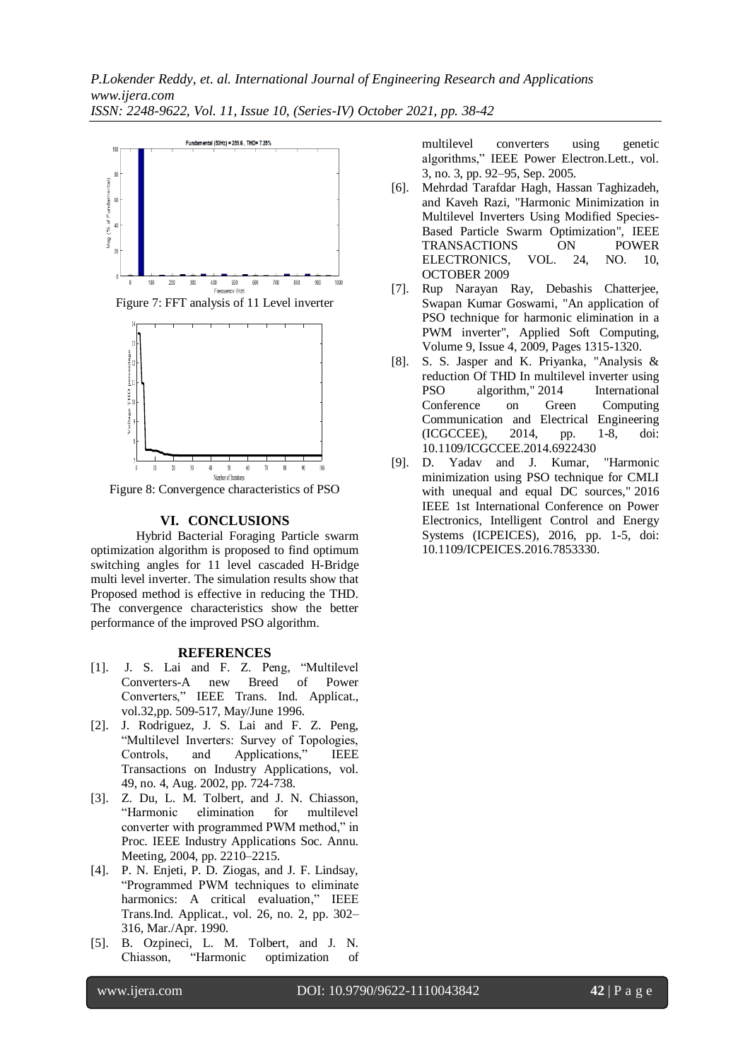Fundamental (50Hz) = 259.6 , THD= 7.25%

Mag (% of Fundamental)

Frequency (Hz)

Figure 7: FFT analysis of 11 Level inverter

Voltage THD percentage

Number of Iterations

Figure 8: Convergence characteristics of PSO

## VI. CONCLUSIONS

Hybrid Bacterial Foraging Particle swarm optimization algorithm is proposed to find optimum switching angles for 11 level cascaded H-Bridge multi level inverter. The simulation results show that Proposed method is effective in reducing the THD. The convergence characteristics show the better performance of the improved PSO algorithm.

## REFERENCES

[1]. J. S. Lai and F. Z. Peng, "Multilevel Converters-A new Breed of Power Converters," IEEE Trans. Ind. Applicat., vol.32,pp. 509-517, May/June 1996.

[2]. J. Rodriguez, J. S. Lai and F. Z. Peng, "Multilevel Inverters: Survey of Topologies, Controls, and Applications," IEEE Transactions on Industry Applications, vol. 49, no. 4, Aug. 2002, pp. 724-738.

[3]. Z. Du, L. M. Tolbert, and J. N. Chiasson, "Harmonic elimination for multilevel converter with programmed PWM method," in Proc. IEEE Industry Applications Soc. Annu. Meeting, 2004, pp. 2210–2215.

[4]. P. N. Enjeti, P. D. Ziogas, and J. F. Lindsay, "Programmed PWM techniques to eliminate harmonics: A critical evaluation," IEEE Trans.Ind. Applicat., vol. 26, no. 2, pp. 302–316, Mar./Apr. 1990.

[5]. B. Ozpineci, L. M. Tolbert, and J. N. Chiasson, "Harmonic optimization of multilevel converters using genetic algorithms," IEEE Power Electron.Lett., vol. 3, no. 3, pp. 92–95, Sep. 2005.

[6]. Mehrdad Tarafdar Hagh, Hassan Taghizadeh, and Kaveh Razi, "Harmonic Minimization in Multilevel Inverters Using Modified Species-Based Particle Swarm Optimization", IEEE TRANSACTIONS ON POWER ELECTRONICS, VOL. 24, NO. 10, OCTOBER 2009

[7]. Rup Narayan Ray, Debashis Chatterjee, Swapan Kumar Goswami, "An application of PSO technique for harmonic elimination in a PWM inverter", Applied Soft Computing, Volume 9, Issue 4, 2009, Pages 1315-1320.

[8]. S. S. Jasper and K. Priyanka, "Analysis & reduction Of THD In multilevel inverter using PSO algorithm," 2014 International Conference on Green Computing Communication and Electrical Engineering (ICGCCEE), 2014, pp. 1-8, doi: 10.1109/ICGCCEE.2014.6922430

[9]. D. Yadav and J. Kumar, "Harmonic minimization using PSO technique for CMLI with unequal and equal DC sources," 2016 IEEE 1st International Conference on Power Electronics, Intelligent Control and Energy Systems (ICPEICES), 2016, pp. 1-5, doi: 10.1109/ICPEICES.2016.7853330.